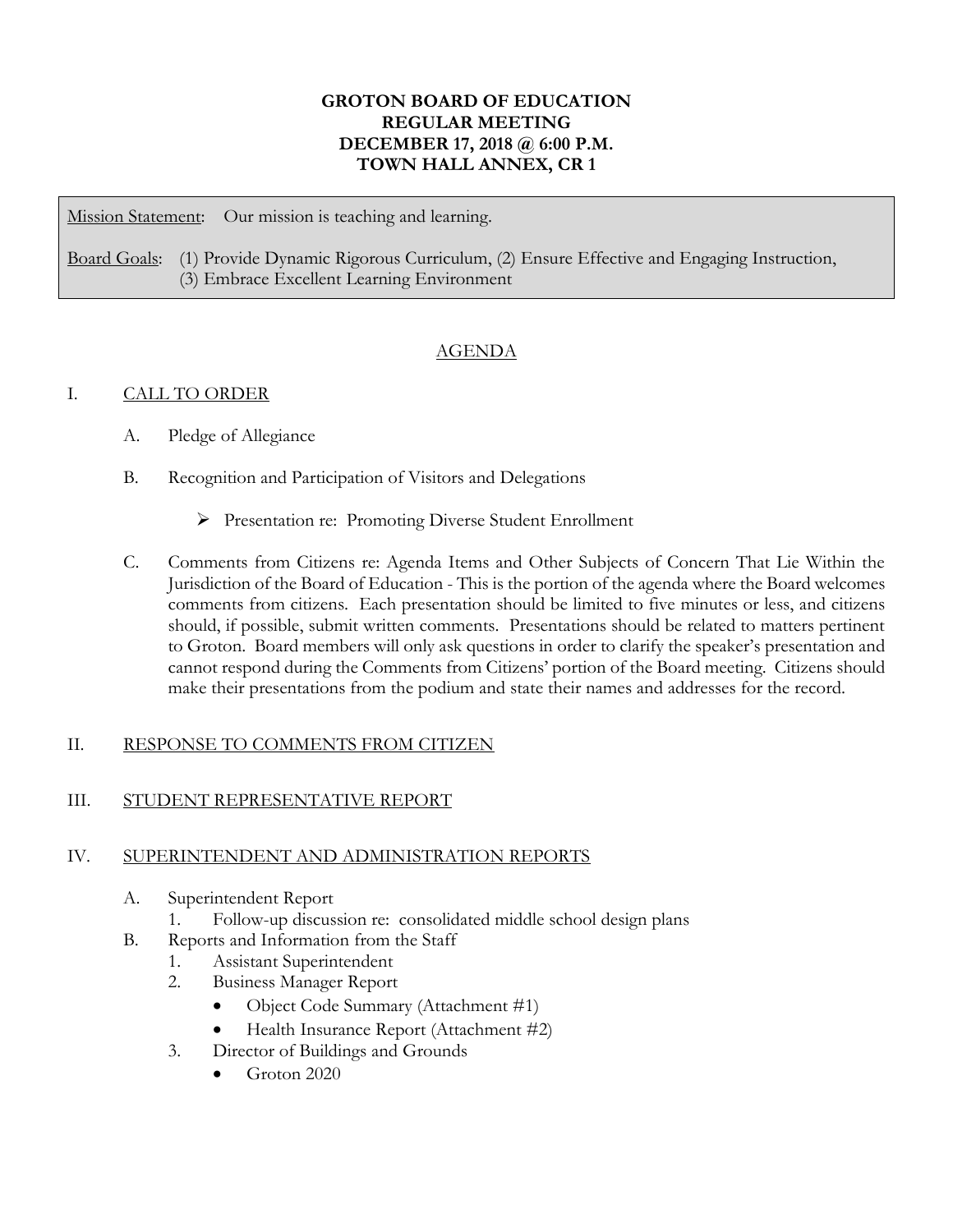# GROTON BOARD OF EDUCATION
## REGULAR MEETING
## DECEMBER 17, 2018 @ 6:00 P.M.
## TOWN HALL ANNEX, CR 1

Mission Statement: Our mission is teaching and learning.

Board Goals: (1) Provide Dynamic Rigorous Curriculum, (2) Ensure Effective and Engaging Instruction, (3) Embrace Excellent Learning Environment

## AGENDA

I. CALL TO ORDER

A. Pledge of Allegiance

B. Recognition and Participation of Visitors and Delegations

- Presentation re: Promoting Diverse Student Enrollment

C. Comments from Citizens re: Agenda Items and Other Subjects of Concern That Lie Within the Jurisdiction of the Board of Education - This is the portion of the agenda where the Board welcomes comments from citizens. Each presentation should be limited to five minutes or less, and citizens should, if possible, submit written comments. Presentations should be related to matters pertinent to Groton. Board members will only ask questions in order to clarify the speaker's presentation and cannot respond during the Comments from Citizens' portion of the Board meeting. Citizens should make their presentations from the podium and state their names and addresses for the record.

II. RESPONSE TO COMMENTS FROM CITIZEN

III. STUDENT REPRESENTATIVE REPORT

IV. SUPERINTENDENT AND ADMINISTRATION REPORTS

A. Superintendent Report
   1. Follow-up discussion re: consolidated middle school design plans

B. Reports and Information from the Staff
   1. Assistant Superintendent
   2. Business Manager Report
      - Object Code Summary (Attachment #1)
      - Health Insurance Report (Attachment #2)
   3. Director of Buildings and Grounds
      - Groton 2020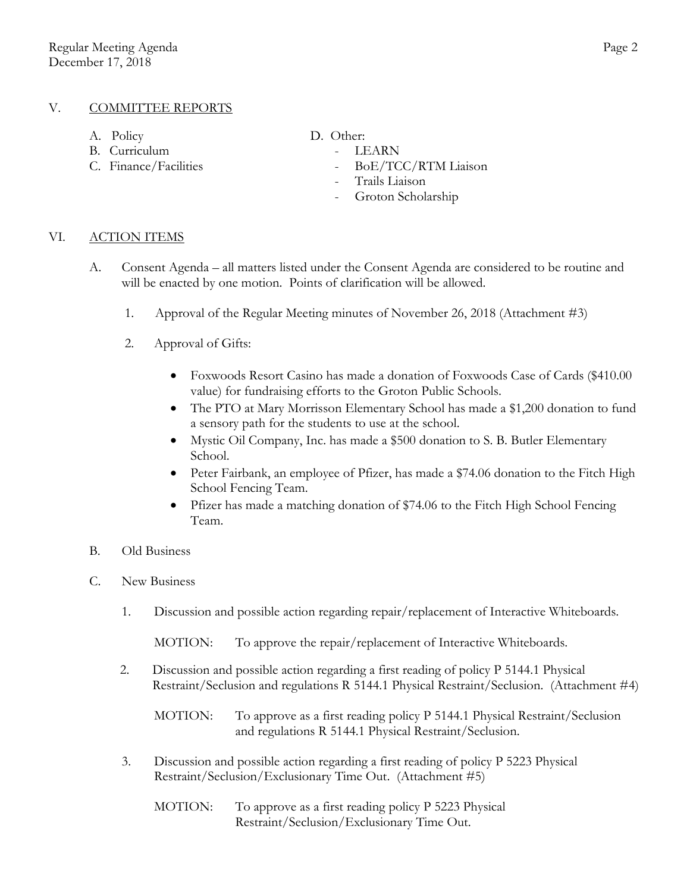## V. COMMITTEE REPORTS

A. Policy
B. Curriculum
C. Finance/Facilities
D. Other:
- LEARN
- BoE/TCC/RTM Liaison
- Trails Liaison
- Groton Scholarship

## VI. ACTION ITEMS

A. Consent Agenda – all matters listed under the Consent Agenda are considered to be routine and will be enacted by one motion. Points of clarification will be allowed.

1. Approval of the Regular Meeting minutes of November 26, 2018 (Attachment #3)

2. Approval of Gifts:

   - Foxwoods Resort Casino has made a donation of Foxwoods Case of Cards ($410.00 value) for fundraising efforts to the Groton Public Schools.
   - The PTO at Mary Morrisson Elementary School has made a $1,200 donation to fund a sensory path for the students to use at the school.
   - Mystic Oil Company, Inc. has made a $500 donation to S. B. Butler Elementary School.
   - Peter Fairbank, an employee of Pfizer, has made a $74.06 donation to the Fitch High School Fencing Team.
   - Pfizer has made a matching donation of $74.06 to the Fitch High School Fencing Team.

B. Old Business

C. New Business

1. Discussion and possible action regarding repair/replacement of Interactive Whiteboards.

   MOTION: To approve the repair/replacement of Interactive Whiteboards.

2. Discussion and possible action regarding a first reading of policy P 5144.1 Physical Restraint/Seclusion and regulations R 5144.1 Physical Restraint/Seclusion. (Attachment #4)

   MOTION: To approve as a first reading policy P 5144.1 Physical Restraint/Seclusion and regulations R 5144.1 Physical Restraint/Seclusion.

3. Discussion and possible action regarding a first reading of policy P 5223 Physical Restraint/Seclusion/Exclusionary Time Out. (Attachment #5)

   MOTION: To approve as a first reading policy P 5223 Physical Restraint/Seclusion/Exclusionary Time Out.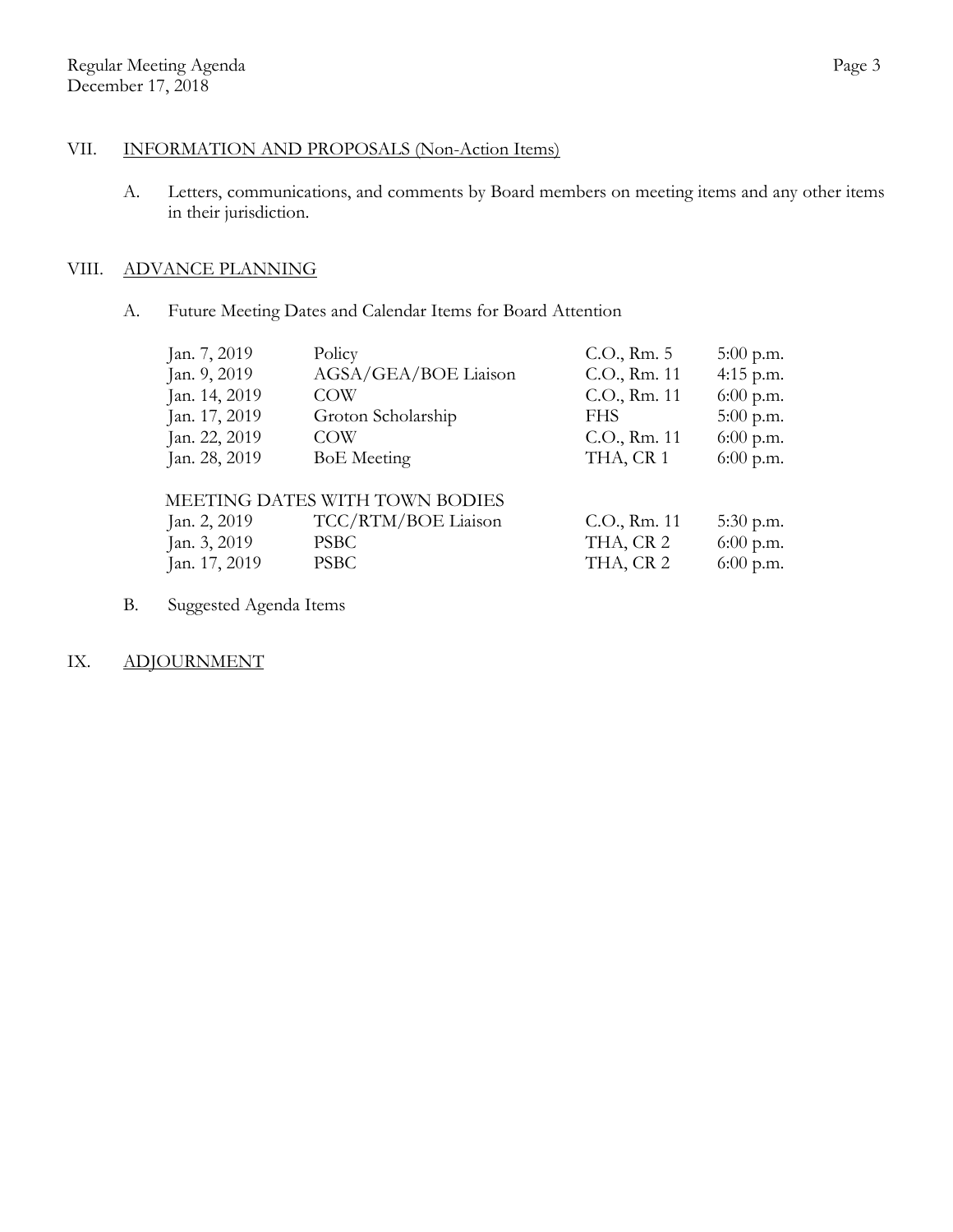## VII. INFORMATION AND PROPOSALS (Non-Action Items)

A. Letters, communications, and comments by Board members on meeting items and any other items in their jurisdiction.

## VIII. ADVANCE PLANNING

A. Future Meeting Dates and Calendar Items for Board Attention

| | | | |
|---|---|---|---|
| Jan. 7, 2019 | Policy | C.O., Rm. 5 | 5:00 p.m. |
| Jan. 9, 2019 | AGSA/GEA/BOE Liaison | C.O., Rm. 11 | 4:15 p.m. |
| Jan. 14, 2019 | COW | C.O., Rm. 11 | 6:00 p.m. |
| Jan. 17, 2019 | Groton Scholarship | FHS | 5:00 p.m. |
| Jan. 22, 2019 | COW | C.O., Rm. 11 | 6:00 p.m. |
| Jan. 28, 2019 | BoE Meeting | THA, CR 1 | 6:00 p.m. |

MEETING DATES WITH TOWN BODIES

| | | | |
|---|---|---|---|
| Jan. 2, 2019 | TCC/RTM/BOE Liaison | C.O., Rm. 11 | 5:30 p.m. |
| Jan. 3, 2019 | PSBC | THA, CR 2 | 6:00 p.m. |
| Jan. 17, 2019 | PSBC | THA, CR 2 | 6:00 p.m. |

B. Suggested Agenda Items

## IX. ADJOURNMENT